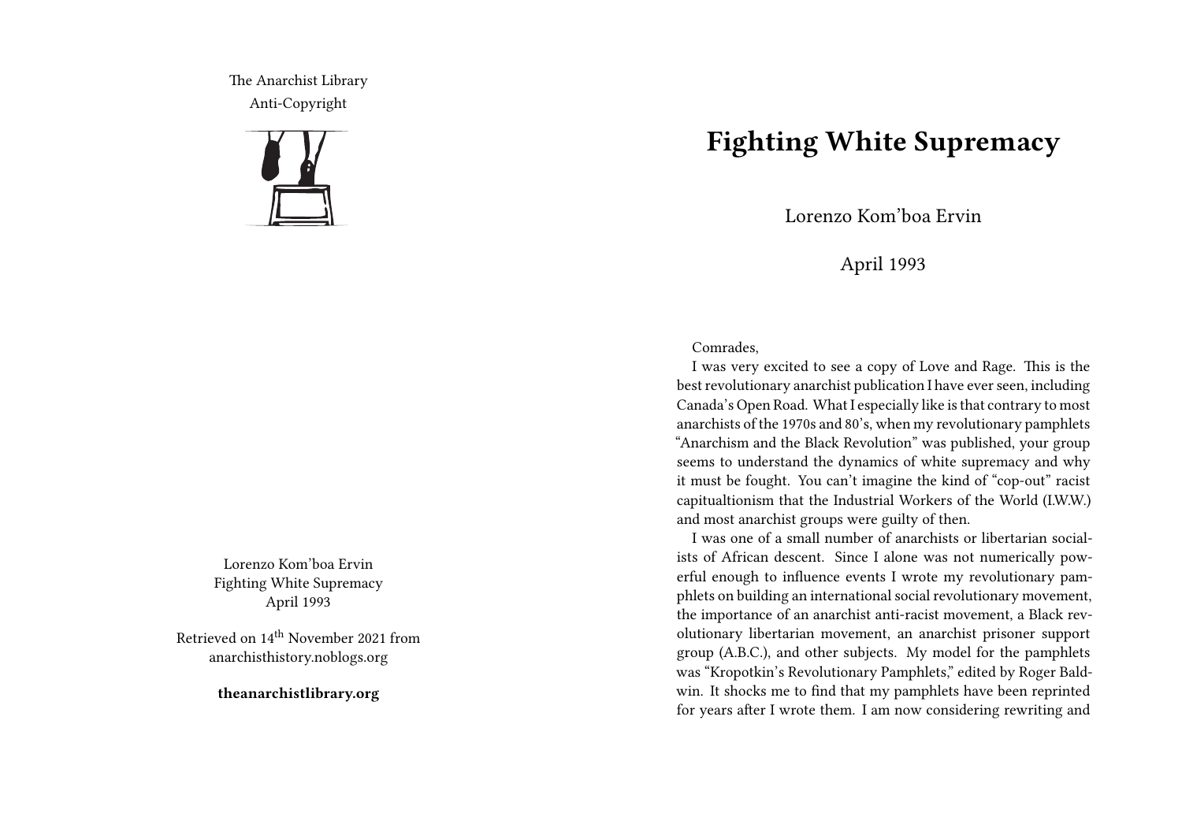The Anarchist Library
Anti-Copyright

Lorenzo Kom'boa Ervin
Fighting White Supremacy
April 1993

Retrieved on 14th November 2021 from anarchisthistory.noblogs.org

**theanarchistlibrary.org**

# Fighting White Supremacy

Lorenzo Kom'boa Ervin

April 1993

Comrades,

I was very excited to see a copy of Love and Rage. This is the best revolutionary anarchist publication I have ever seen, including Canada's Open Road. What I especially like is that contrary to most anarchists of the 1970s and 80's, when my revolutionary pamphlets "Anarchism and the Black Revolution" was published, your group seems to understand the dynamics of white supremacy and why it must be fought. You can't imagine the kind of "cop-out" racist capitualtionism that the Industrial Workers of the World (I.W.W.) and most anarchist groups were guilty of then.

I was one of a small number of anarchists or libertarian socialists of African descent. Since I alone was not numerically powerful enough to influence events I wrote my revolutionary pamphlets on building an international social revolutionary movement, the importance of an anarchist anti-racist movement, a Black revolutionary libertarian movement, an anarchist prisoner support group (A.B.C.), and other subjects. My model for the pamphlets was "Kropotkin's Revolutionary Pamphlets," edited by Roger Baldwin. It shocks me to find that my pamphlets have been reprinted for years after I wrote them. I am now considering rewriting and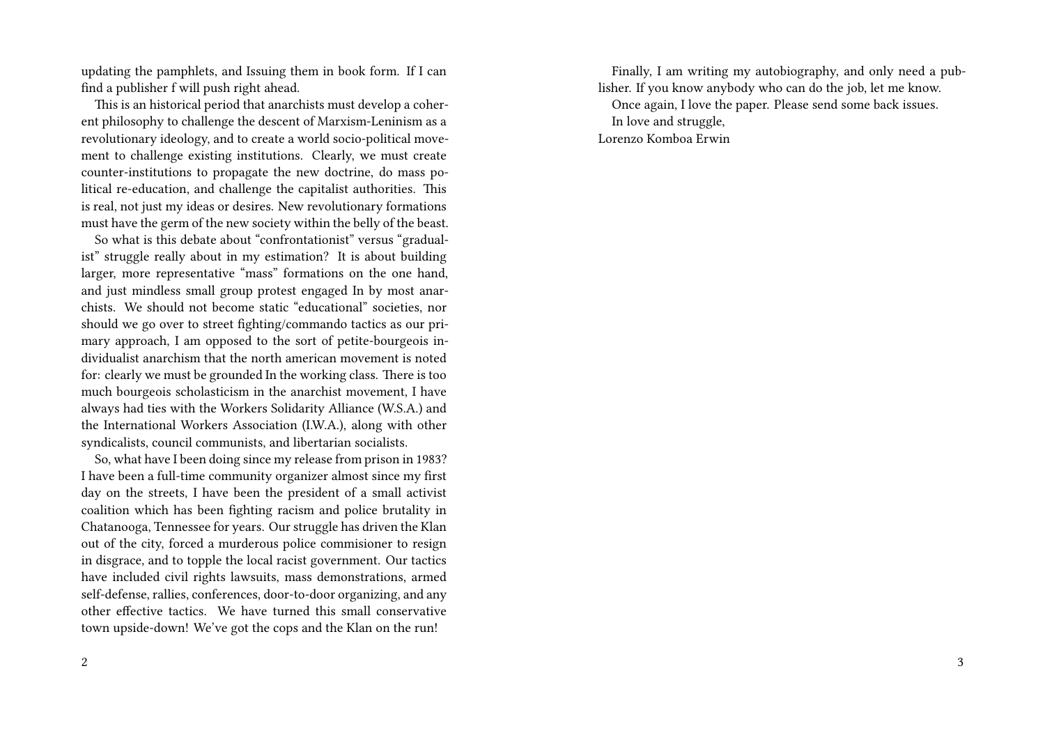updating the pamphlets, and Issuing them in book form. If I can find a publisher f will push right ahead.

This is an historical period that anarchists must develop a coherent philosophy to challenge the descent of Marxism-Leninism as a revolutionary ideology, and to create a world socio-political movement to challenge existing institutions. Clearly, we must create counter-institutions to propagate the new doctrine, do mass political re-education, and challenge the capitalist authorities. This is real, not just my ideas or desires. New revolutionary formations must have the germ of the new society within the belly of the beast.

So what is this debate about "confrontationist" versus "gradualist" struggle really about in my estimation? It is about building larger, more representative "mass" formations on the one hand, and just mindless small group protest engaged In by most anarchists. We should not become static "educational" societies, nor should we go over to street fighting/commando tactics as our primary approach, I am opposed to the sort of petite-bourgeois individualist anarchism that the north american movement is noted for: clearly we must be grounded In the working class. There is too much bourgeois scholasticism in the anarchist movement, I have always had ties with the Workers Solidarity Alliance (W.S.A.) and the International Workers Association (I.W.A.), along with other syndicalists, council communists, and libertarian socialists.

So, what have I been doing since my release from prison in 1983? I have been a full-time community organizer almost since my first day on the streets, I have been the president of a small activist coalition which has been fighting racism and police brutality in Chatanooga, Tennessee for years. Our struggle has driven the Klan out of the city, forced a murderous police commisioner to resign in disgrace, and to topple the local racist government. Our tactics have included civil rights lawsuits, mass demonstrations, armed self-defense, rallies, conferences, door-to-door organizing, and any other effective tactics. We have turned this small conservative town upside-down! We've got the cops and the Klan on the run!

Finally, I am writing my autobiography, and only need a publisher. If you know anybody who can do the job, let me know.

Once again, I love the paper. Please send some back issues.

In love and struggle,

Lorenzo Komboa Erwin